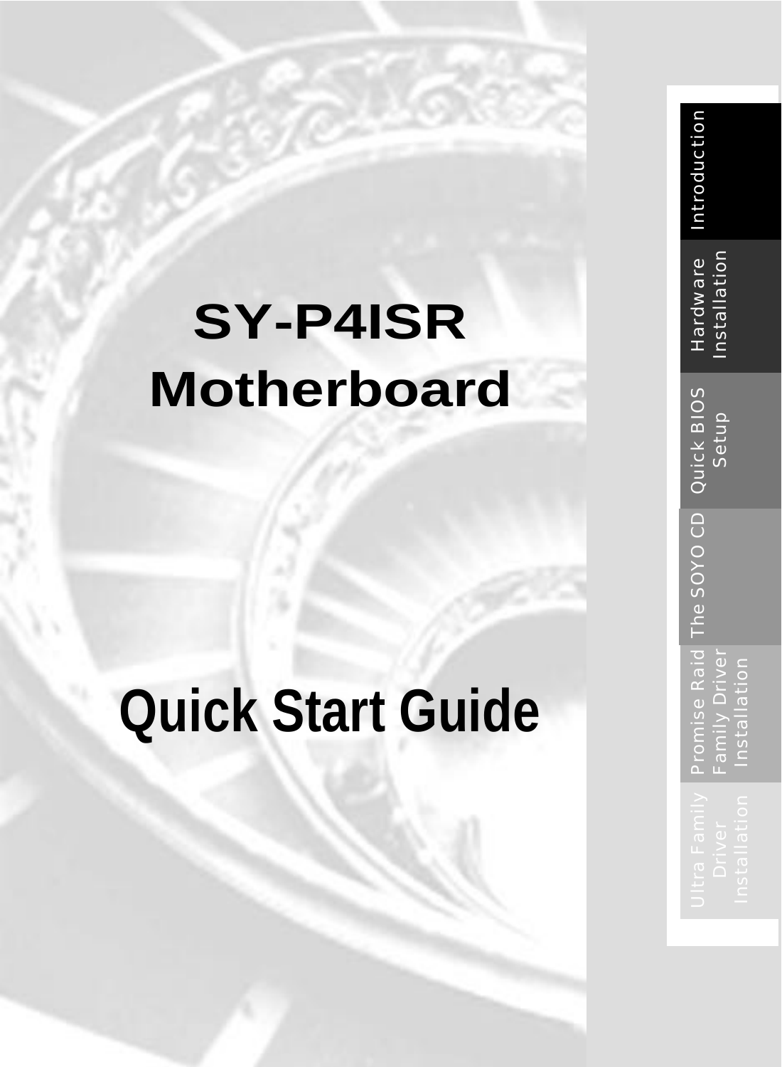# SY-P4ISR Motherboard

# Quick Start Guide

Introduction

Hardware Installation

Quick BIOS Setup

The SOYO CD

Promise Raid Family Driver Installation

Ultra Family Driver Installation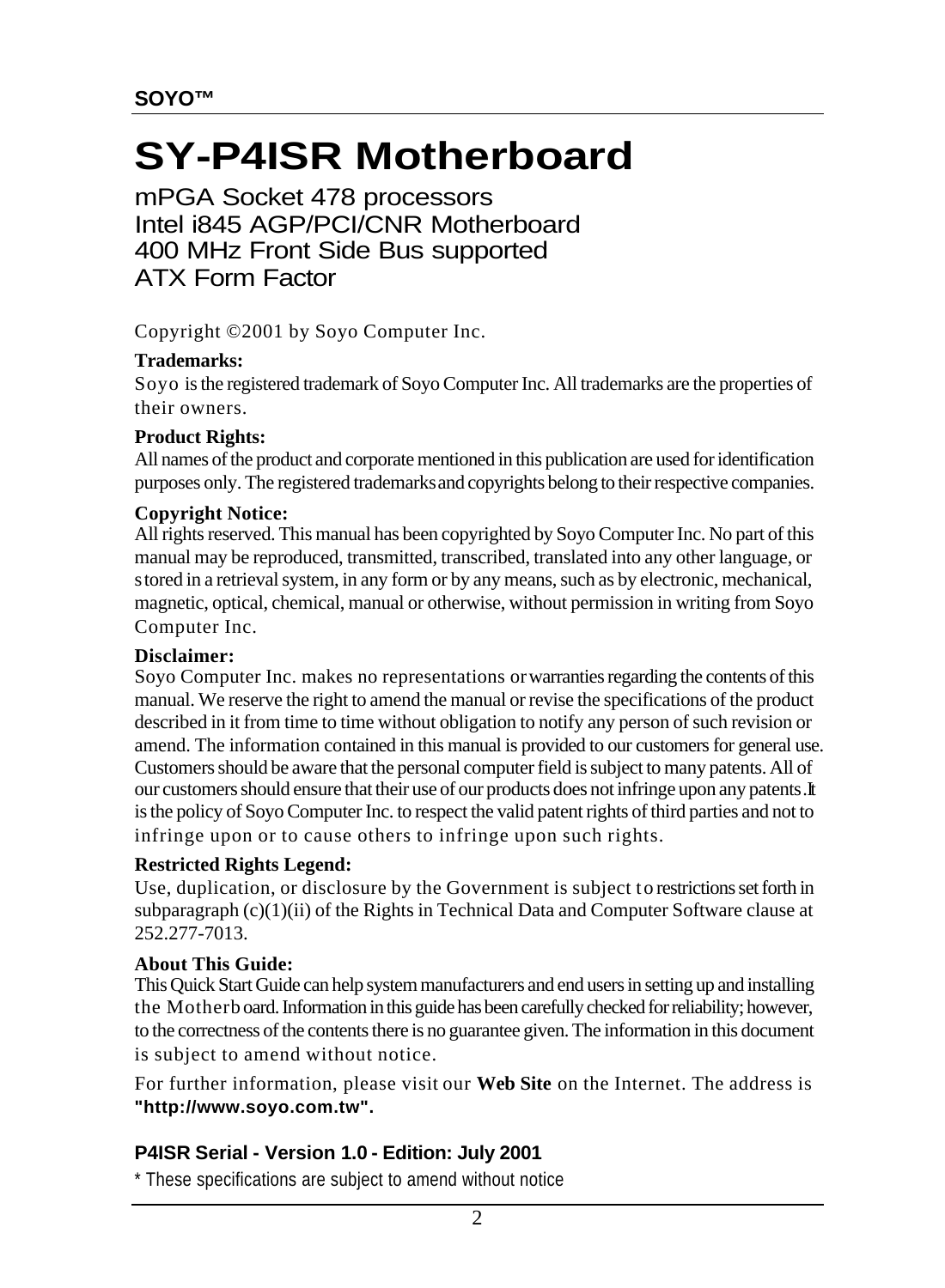**SOYO™**

# SY-P4ISR Motherboard

mPGA Socket 478 processors
Intel i845 AGP/PCI/CNR Motherboard
400 MHz Front Side Bus supported
ATX Form Factor

Copyright ©2001 by Soyo Computer Inc.

**Trademarks:**
Soyo is the registered trademark of Soyo Computer Inc. All trademarks are the properties of their owners.

**Product Rights:**
All names of the product and corporate mentioned in this publication are used for identification purposes only. The registered trademarks and copyrights belong to their respective companies.

**Copyright Notice:**
All rights reserved. This manual has been copyrighted by Soyo Computer Inc. No part of this manual may be reproduced, transmitted, transcribed, translated into any other language, or stored in a retrieval system, in any form or by any means, such as by electronic, mechanical, magnetic, optical, chemical, manual or otherwise, without permission in writing from Soyo Computer Inc.

**Disclaimer:**
Soyo Computer Inc. makes no representations or warranties regarding the contents of this manual. We reserve the right to amend the manual or revise the specifications of the product described in it from time to time without obligation to notify any person of such revision or amend. The information contained in this manual is provided to our customers for general use. Customers should be aware that the personal computer field is subject to many patents. All of our customers should ensure that their use of our products does not infringe upon any patents. It is the policy of Soyo Computer Inc. to respect the valid patent rights of third parties and not to infringe upon or to cause others to infringe upon such rights.

**Restricted Rights Legend:**
Use, duplication, or disclosure by the Government is subject to restrictions set forth in subparagraph (c)(1)(ii) of the Rights in Technical Data and Computer Software clause at 252.277-7013.

**About This Guide:**
This Quick Start Guide can help system manufacturers and end users in setting up and installing the Motherboard. Information in this guide has been carefully checked for reliability; however, to the correctness of the contents there is no guarantee given. The information in this document is subject to amend without notice.

For further information, please visit our **Web Site** on the Internet. The address is **"http://www.soyo.com.tw".**

**P4ISR Serial - Version 1.0 - Edition: July 2001**

\* These specifications are subject to amend without notice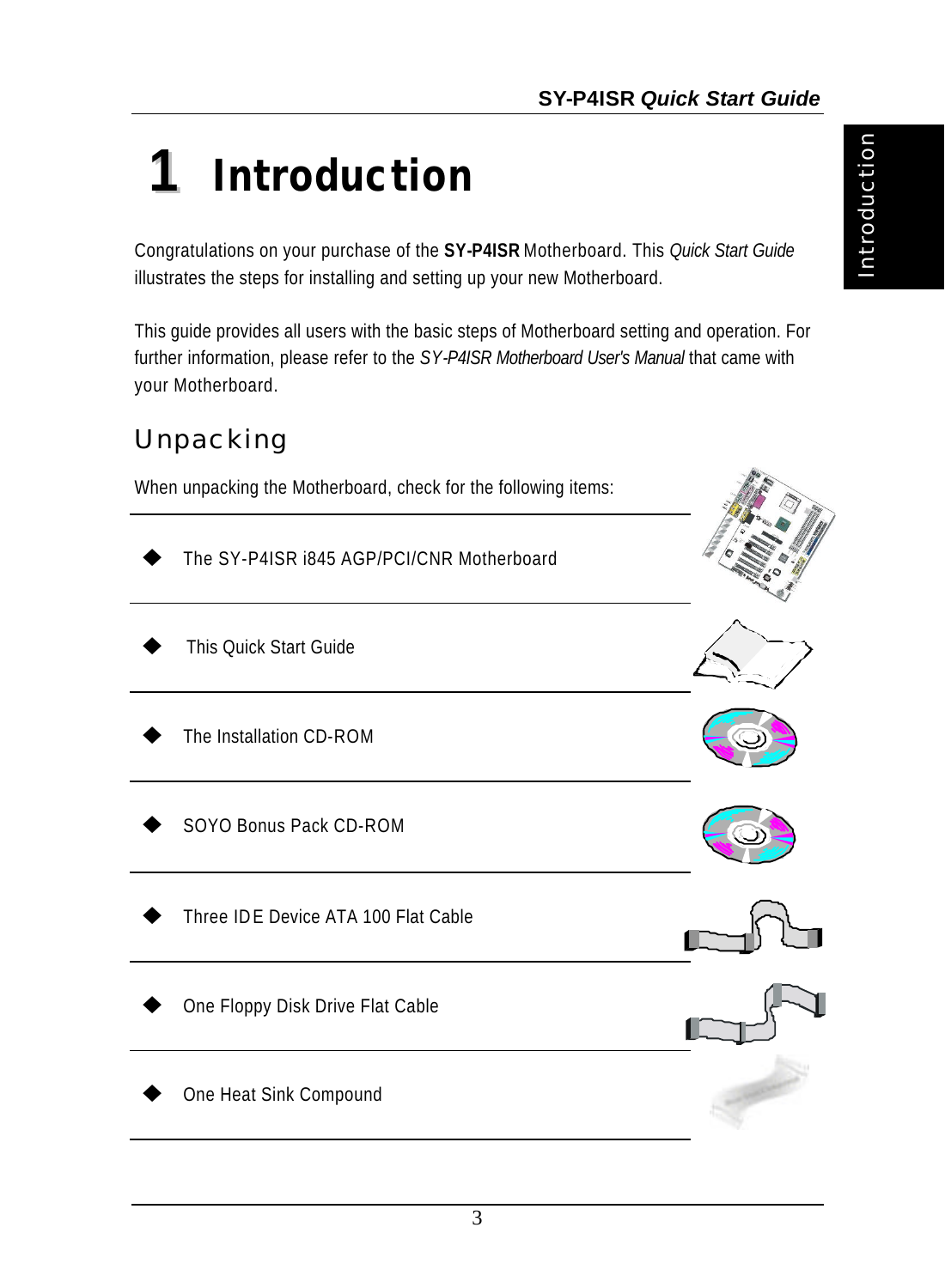# 1 Introduction

Congratulations on your purchase of the **SY-P4ISR** Motherboard. This *Quick Start Guide* illustrates the steps for installing and setting up your new Motherboard.

This guide provides all users with the basic steps of Motherboard setting and operation. For further information, please refer to the *SY-P4ISR Motherboard User's Manual* that came with your Motherboard.

## Unpacking

When unpacking the Motherboard, check for the following items:

- The SY-P4ISR i845 AGP/PCI/CNR Motherboard
- This Quick Start Guide
- The Installation CD-ROM
- SOYO Bonus Pack CD-ROM
- Three IDE Device ATA 100 Flat Cable
- One Floppy Disk Drive Flat Cable
- One Heat Sink Compound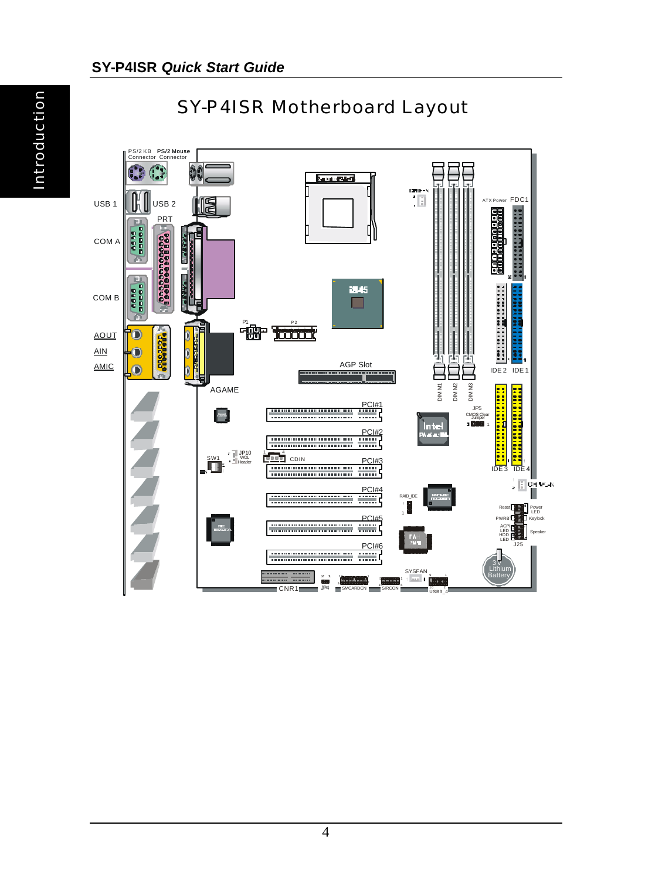# SY-P4ISR Motherboard Layout

PS/2 KB Connector PS/2 Mouse Connector

USB 1 USB 2

PRT

COM A

COM B

AOUT

AIN

AMIC

P1 P2

AGP Slot

AGAME

ATX Power FDC1

IDE 2 IDE 1

DIM M1 DIM M2 DIM M3

JP5 CMOS Clear Jumper

IDE 3 IDE 4

PCI#1

PCI#2

PCI#3

PCI#4

PCI#5

PCI#6

SW1

JP10 WOL Header

CDIN

RAID_IDE

Reset Power LED

PWRB Keylock

ACPI LED HDD LED Speaker

J25

3V Lithium Battery

SYSFAN

CNR1 JP4 SMCARDCN SIRCON USB3_4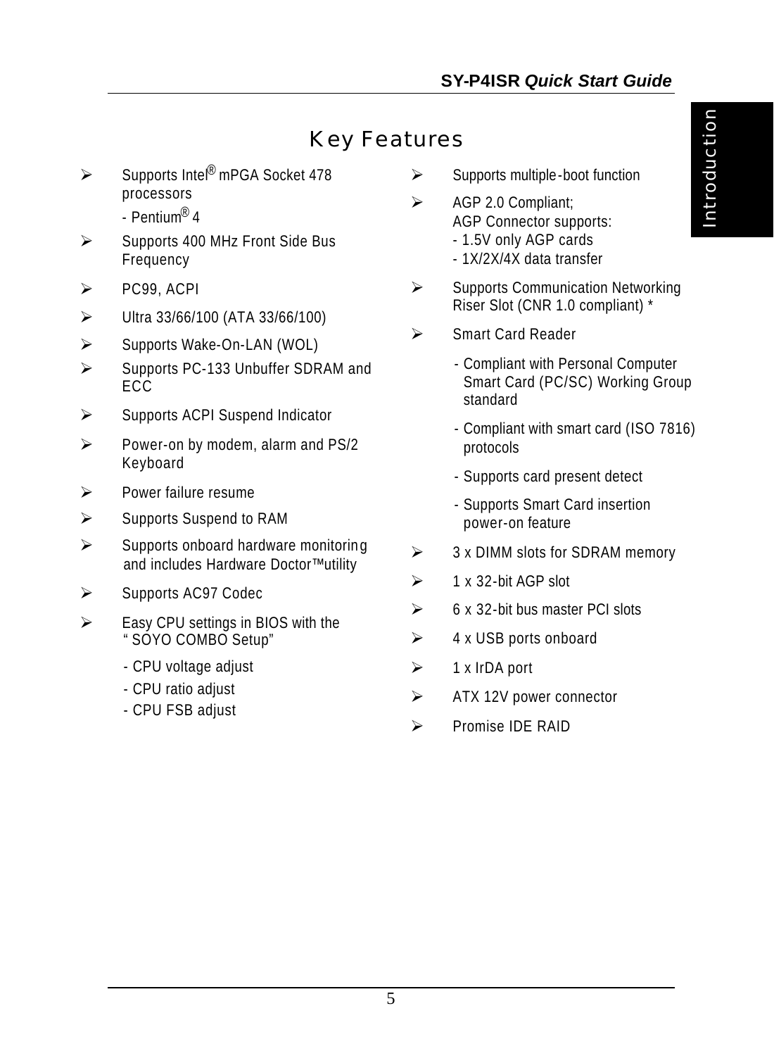# Key Features

- Supports Intel® mPGA Socket 478 processors
  - Pentium® 4
- Supports 400 MHz Front Side Bus Frequency
- PC99, ACPI
- Ultra 33/66/100 (ATA 33/66/100)
- Supports Wake-On-LAN (WOL)
- Supports PC-133 Unbuffer SDRAM and ECC
- Supports ACPI Suspend Indicator
- Power-on by modem, alarm and PS/2 Keyboard
- Power failure resume
- Supports Suspend to RAM
- Supports onboard hardware monitoring and includes Hardware Doctor™utility
- Supports AC97 Codec
- Easy CPU settings in BIOS with the "SOYO COMBO Setup"
  - CPU voltage adjust
  - CPU ratio adjust
  - CPU FSB adjust
- Supports multiple-boot function
- AGP 2.0 Compliant;
  AGP Connector supports:
  - 1.5V only AGP cards
  - 1X/2X/4X data transfer
- Supports Communication Networking Riser Slot (CNR 1.0 compliant) *
- Smart Card Reader
  - Compliant with Personal Computer Smart Card (PC/SC) Working Group standard
  - Compliant with smart card (ISO 7816) protocols
  - Supports card present detect
  - Supports Smart Card insertion power-on feature
- 3 x DIMM slots for SDRAM memory
- 1 x 32-bit AGP slot
- 6 x 32-bit bus master PCI slots
- 4 x USB ports onboard
- 1 x IrDA port
- ATX 12V power connector
- Promise IDE RAID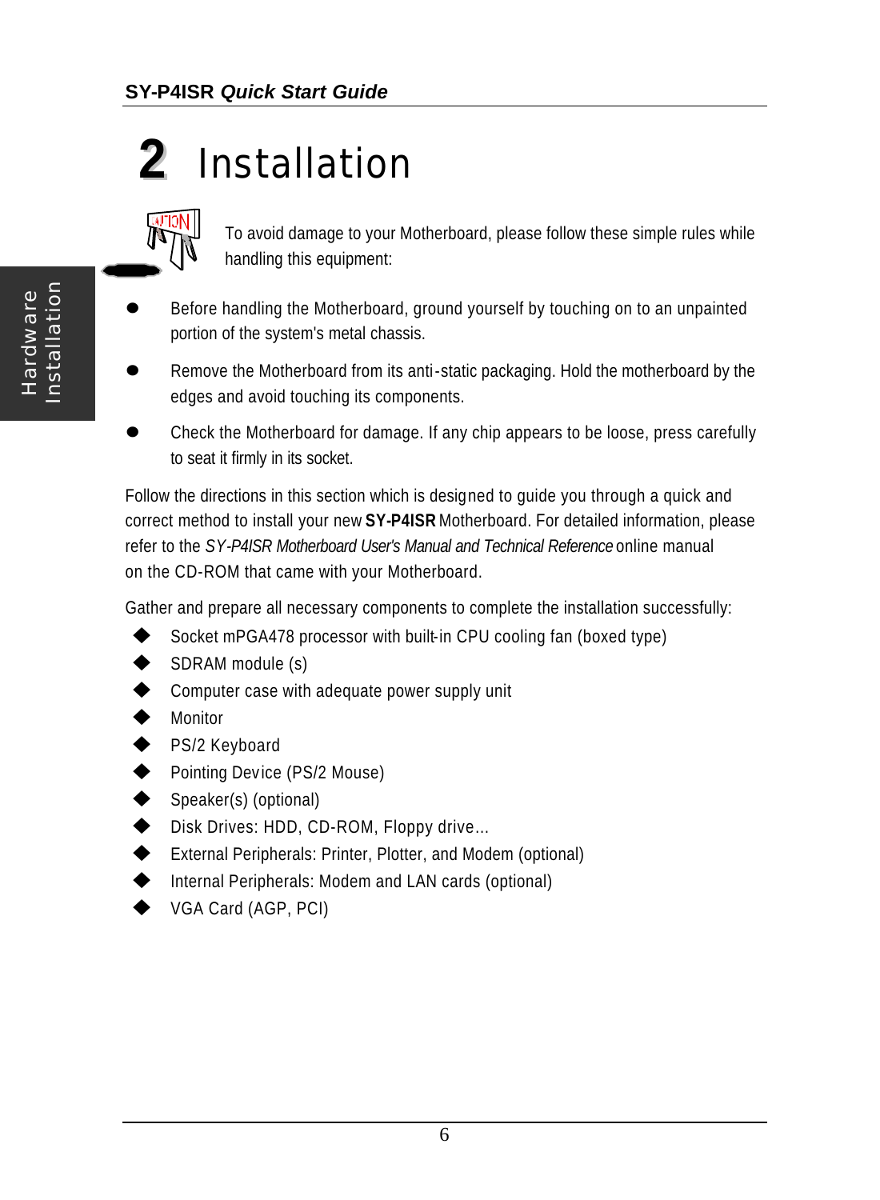# 2 Installation

To avoid damage to your Motherboard, please follow these simple rules while handling this equipment:

- Before handling the Motherboard, ground yourself by touching on to an unpainted portion of the system's metal chassis.
- Remove the Motherboard from its anti-static packaging. Hold the motherboard by the edges and avoid touching its components.
- Check the Motherboard for damage. If any chip appears to be loose, press carefully to seat it firmly in its socket.

Follow the directions in this section which is designed to guide you through a quick and correct method to install your new **SY-P4ISR** Motherboard. For detailed information, please refer to the *SY-P4ISR Motherboard User's Manual and Technical Reference* online manual on the CD-ROM that came with your Motherboard.

Gather and prepare all necessary components to complete the installation successfully:

- Socket mPGA478 processor with built-in CPU cooling fan (boxed type)
- SDRAM module (s)
- Computer case with adequate power supply unit
- Monitor
- PS/2 Keyboard
- Pointing Device (PS/2 Mouse)
- Speaker(s) (optional)
- Disk Drives: HDD, CD-ROM, Floppy drive…
- External Peripherals: Printer, Plotter, and Modem (optional)
- Internal Peripherals: Modem and LAN cards (optional)
- VGA Card (AGP, PCI)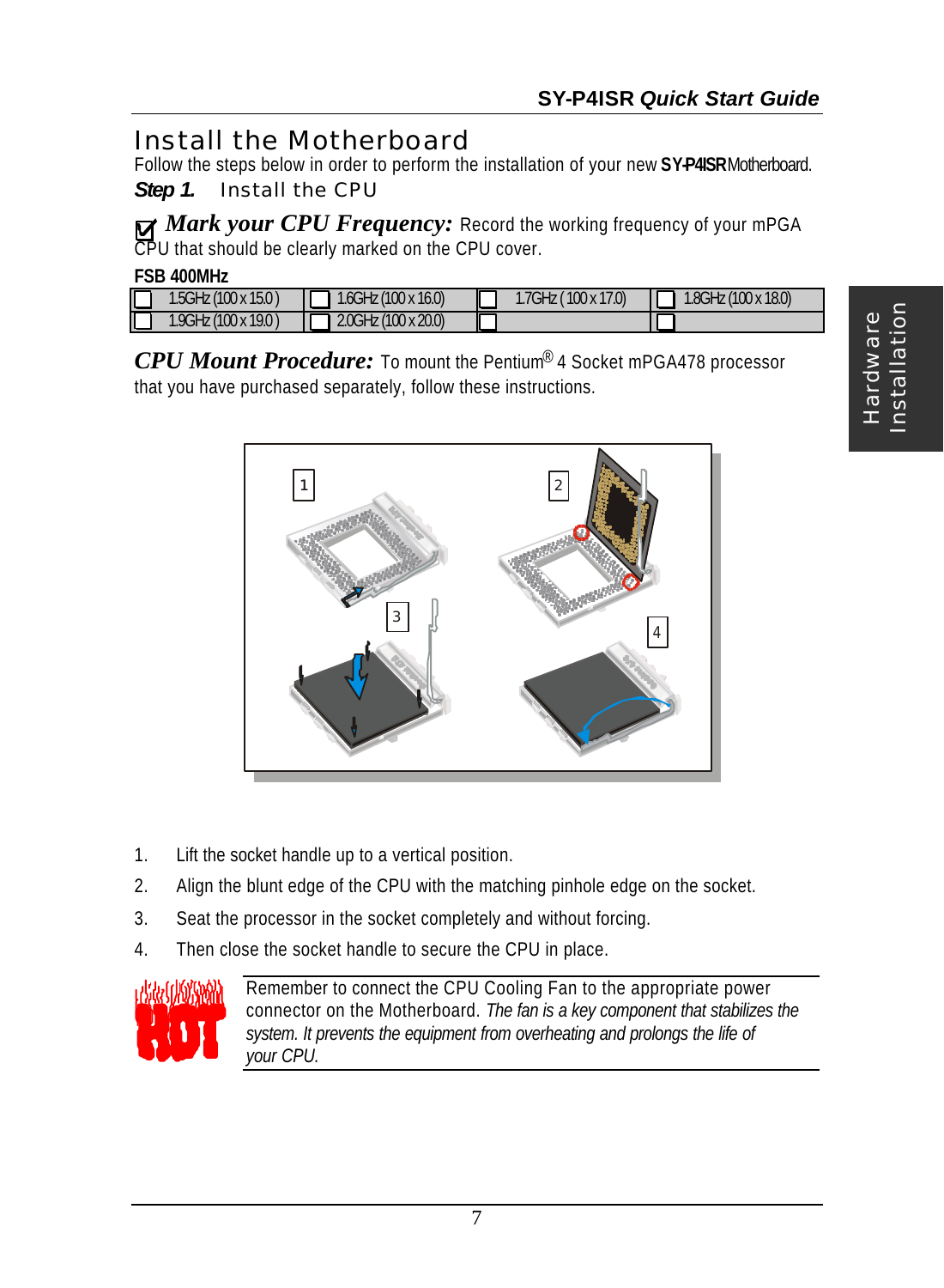# Install the Motherboard

Follow the steps below in order to perform the installation of your new **SY-P4ISR** Motherboard.

***Step 1.*** Install the CPU

☑ ***Mark your CPU Frequency:*** Record the working frequency of your mPGA CPU that should be clearly marked on the CPU cover.

**FSB 400MHz**

| | | | |
|---|---|---|---|
| ☐ 1.5GHz (100 x 15.0 ) | ☐ 1.6GHz (100 x 16.0) | ☐ 1.7GHz ( 100 x 17.0) | ☐ 1.8GHz (100 x 18.0) |
| ☐ 1.9GHz (100 x 19.0 ) | ☐ 2.0GHz (100 x 20.0) | ☐ | ☐ |

***CPU Mount Procedure:*** To mount the Pentium® 4 Socket mPGA478 processor that you have purchased separately, follow these instructions.

1. Lift the socket handle up to a vertical position.
2. Align the blunt edge of the CPU with the matching pinhole edge on the socket.
3. Seat the processor in the socket completely and without forcing.
4. Then close the socket handle to secure the CPU in place.

Remember to connect the CPU Cooling Fan to the appropriate power connector on the Motherboard. *The fan is a key component that stabilizes the system. It prevents the equipment from overheating and prolongs the life of your CPU.*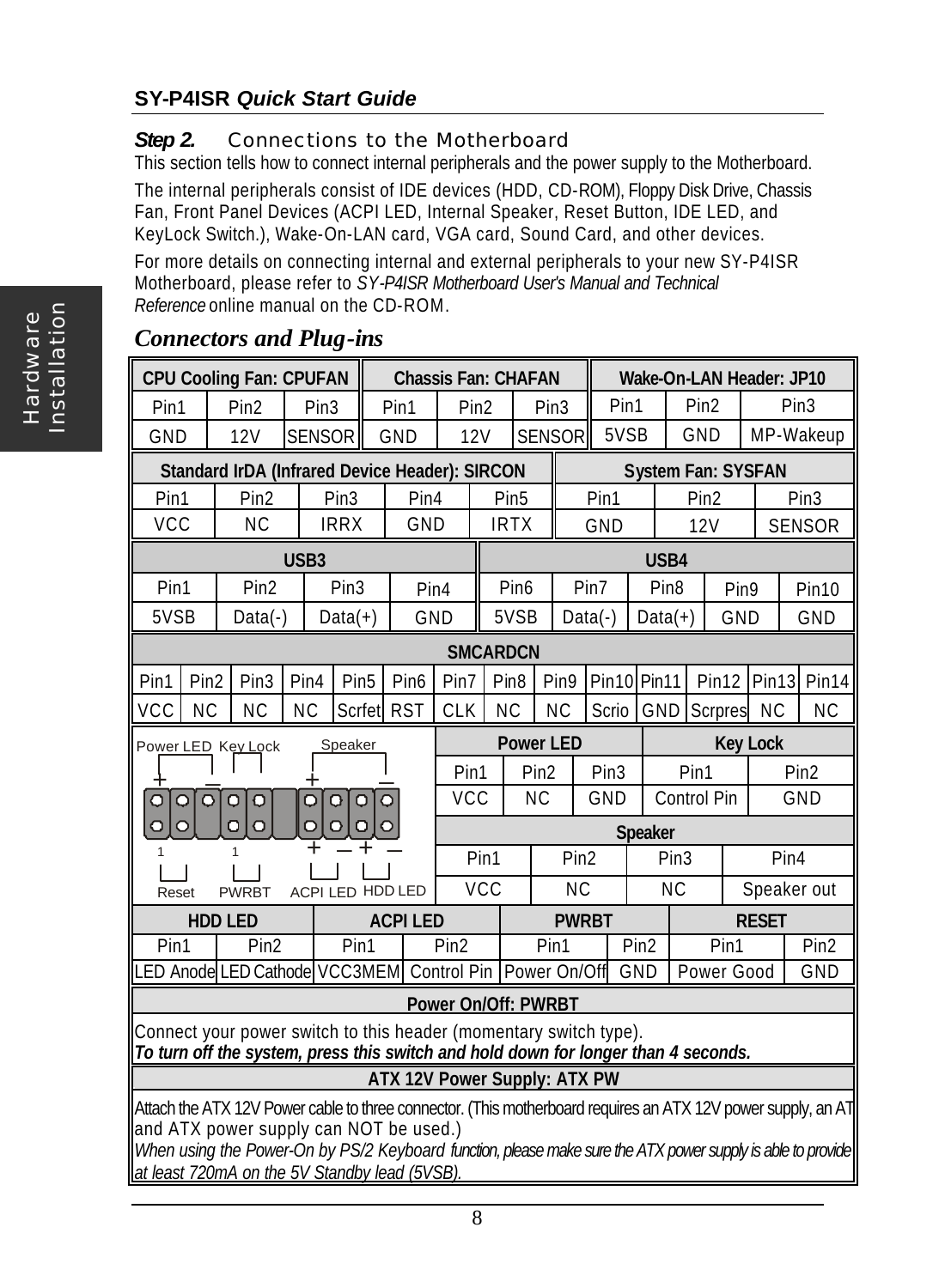## Step 2. Connections to the Motherboard

This section tells how to connect internal peripherals and the power supply to the Motherboard.

The internal peripherals consist of IDE devices (HDD, CD-ROM), Floppy Disk Drive, Chassis Fan, Front Panel Devices (ACPI LED, Internal Speaker, Reset Button, IDE LED, and KeyLock Switch.), Wake-On-LAN card, VGA card, Sound Card, and other devices.

For more details on connecting internal and external peripherals to your new SY-P4ISR Motherboard, please refer to *SY-P4ISR Motherboard User's Manual and Technical Reference* online manual on the CD-ROM.

## Connectors and Plug-ins

| CPU Cooling Fan: CPUFAN | | |
|---|---|---|
| Pin1 | Pin2 | Pin3 |
| GND | 12V | SENSOR |

| Chassis Fan: CHAFAN | | |
|---|---|---|
| Pin1 | Pin2 | Pin3 |
| GND | 12V | SENSOR |

| Wake-On-LAN Header: JP10 | | |
|---|---|---|
| Pin1 | Pin2 | Pin3 |
| 5VSB | GND | MP-Wakeup |

| Standard IrDA (Infrared Device Header): SIRCON | | | | |
|---|---|---|---|---|
| Pin1 | Pin2 | Pin3 | Pin4 | Pin5 |
| VCC | NC | IRRX | GND | IRTX |

| System Fan: SYSFAN | | |
|---|---|---|
| Pin1 | Pin2 | Pin3 |
| GND | 12V | SENSOR |

| USB3 | | | |
|---|---|---|---|
| Pin1 | Pin2 | Pin3 | Pin4 |
| 5VSB | Data(-) | Data(+) | GND |

| USB4 | | | | |
|---|---|---|---|---|
| Pin6 | Pin7 | Pin8 | Pin9 | Pin10 |
| 5VSB | Data(-) | Data(+) | GND | GND |

| SMCARDCN | | | | | | | | | | | | | |
|---|---|---|---|---|---|---|---|---|---|---|---|---|---|
| Pin1 | Pin2 | Pin3 | Pin4 | Pin5 | Pin6 | Pin7 | Pin8 | Pin9 | Pin10 | Pin11 | Pin12 | Pin13 | Pin14 |
| VCC | NC | NC | NC | Scrfet | RST | CLK | NC | NC | Scrio | GND | Scrpres | NC | NC |

Front panel header: Power LED, Key Lock, Speaker (top row); Reset, PWRBT, ACPI LED, HDD LED (bottom row).

| Power LED | | |
|---|---|---|
| Pin1 | Pin2 | Pin3 |
| VCC | NC | GND |

| Key Lock | |
|---|---|
| Pin1 | Pin2 |
| Control Pin | GND |

| Speaker | | | |
|---|---|---|---|
| Pin1 | Pin2 | Pin3 | Pin4 |
| VCC | NC | NC | Speaker out |

| HDD LED | |
|---|---|
| Pin1 | Pin2 |
| LED Anode | LED Cathode |

| ACPI LED | |
|---|---|
| Pin1 | Pin2 |
| VCC3MEM | Control Pin |

| PWRBT | |
|---|---|
| Pin1 | Pin2 |
| Power On/Off | GND |

| RESET | |
|---|---|
| Pin1 | Pin2 |
| Power Good | GND |

**Power On/Off: PWRBT**

Connect your power switch to this header (momentary switch type).
***To turn off the system, press this switch and hold down for longer than 4 seconds.***

**ATX 12V Power Supply: ATX PW**

Attach the ATX 12V Power cable to three connector. (This motherboard requires an ATX 12V power supply, an AT and ATX power supply can NOT be used.)
*When using the Power-On by PS/2 Keyboard function, please make sure the ATX power supply is able to provide at least 720mA on the 5V Standby lead (5VSB).*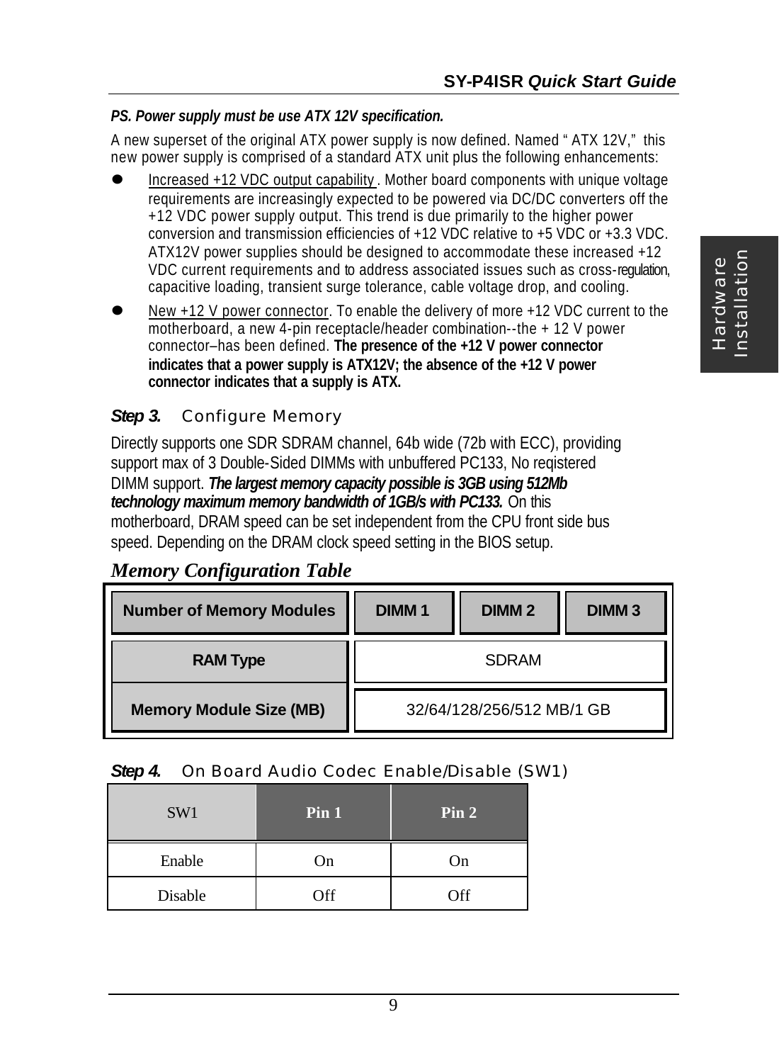***PS. Power supply must be use ATX 12V specification.***

A new superset of the original ATX power supply is now defined. Named " ATX 12V," this new power supply is comprised of a standard ATX unit plus the following enhancements:

- Increased +12 VDC output capability. Mother board components with unique voltage requirements are increasingly expected to be powered via DC/DC converters off the +12 VDC power supply output. This trend is due primarily to the higher power conversion and transmission efficiencies of +12 VDC relative to +5 VDC or +3.3 VDC. ATX12V power supplies should be designed to accommodate these increased +12 VDC current requirements and to address associated issues such as cross-regulation, capacitive loading, transient surge tolerance, cable voltage drop, and cooling.
- New +12 V power connector. To enable the delivery of more +12 VDC current to the motherboard, a new 4-pin receptacle/header combination--the + 12 V power connector–has been defined. **The presence of the +12 V power connector indicates that a power supply is ATX12V; the absence of the +12 V power connector indicates that a supply is ATX.**

### *Step 3.* Configure Memory

Directly supports one SDR SDRAM channel, 64b wide (72b with ECC), providing support max of 3 Double-Sided DIMMs with unbuffered PC133, No reqistered DIMM support. ***The largest memory capacity possible is 3GB using 512Mb technology maximum memory bandwidth of 1GB/s with PC133.*** On this motherboard, DRAM speed can be set independent from the CPU front side bus speed. Depending on the DRAM clock speed setting in the BIOS setup.

***Memory Configuration Table***

| Number of Memory Modules | DIMM 1 | DIMM 2 | DIMM 3 |
|---|---|---|---|
| RAM Type | SDRAM | | |
| Memory Module Size (MB) | 32/64/128/256/512 MB/1 GB | | |

### *Step 4.* On Board Audio Codec Enable/Disable (SW1)

| SW1 | Pin 1 | Pin 2 |
|---|---|---|
| Enable | On | On |
| Disable | Off | Off |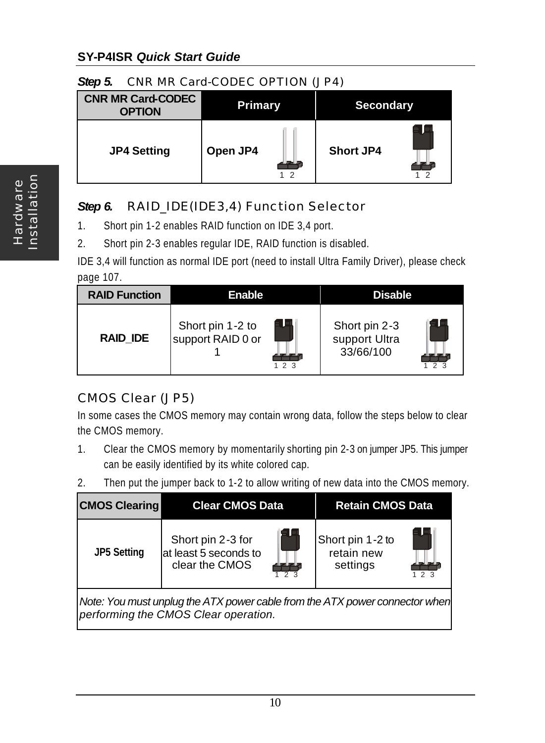**Step 5.** CNR MR Card-CODEC OPTION (JP4)

| CNR MR Card-CODEC OPTION | Primary | Secondary |
|---|---|---|
| JP4 Setting | Open JP4 | Short JP4 |

**Step 6.** RAID_IDE(IDE3,4) Function Selector

1. Short pin 1-2 enables RAID function on IDE 3,4 port.
2. Short pin 2-3 enables regular IDE, RAID function is disabled.

IDE 3,4 will function as normal IDE port (need to install Ultra Family Driver), please check page 107.

| RAID Function | Enable | Disable |
|---|---|---|
| RAID_IDE | Short pin 1-2 to support RAID 0 or 1 | Short pin 2-3 support Ultra 33/66/100 |

## CMOS Clear (JP5)

In some cases the CMOS memory may contain wrong data, follow the steps below to clear the CMOS memory.

1. Clear the CMOS memory by momentarily shorting pin 2-3 on jumper JP5. This jumper can be easily identified by its white colored cap.
2. Then put the jumper back to 1-2 to allow writing of new data into the CMOS memory.

| CMOS Clearing | Clear CMOS Data | Retain CMOS Data |
|---|---|---|
| JP5 Setting | Short pin 2-3 for at least 5 seconds to clear the CMOS | Short pin 1-2 to retain new settings |

*Note: You must unplug the ATX power cable from the ATX power connector when performing the CMOS Clear operation.*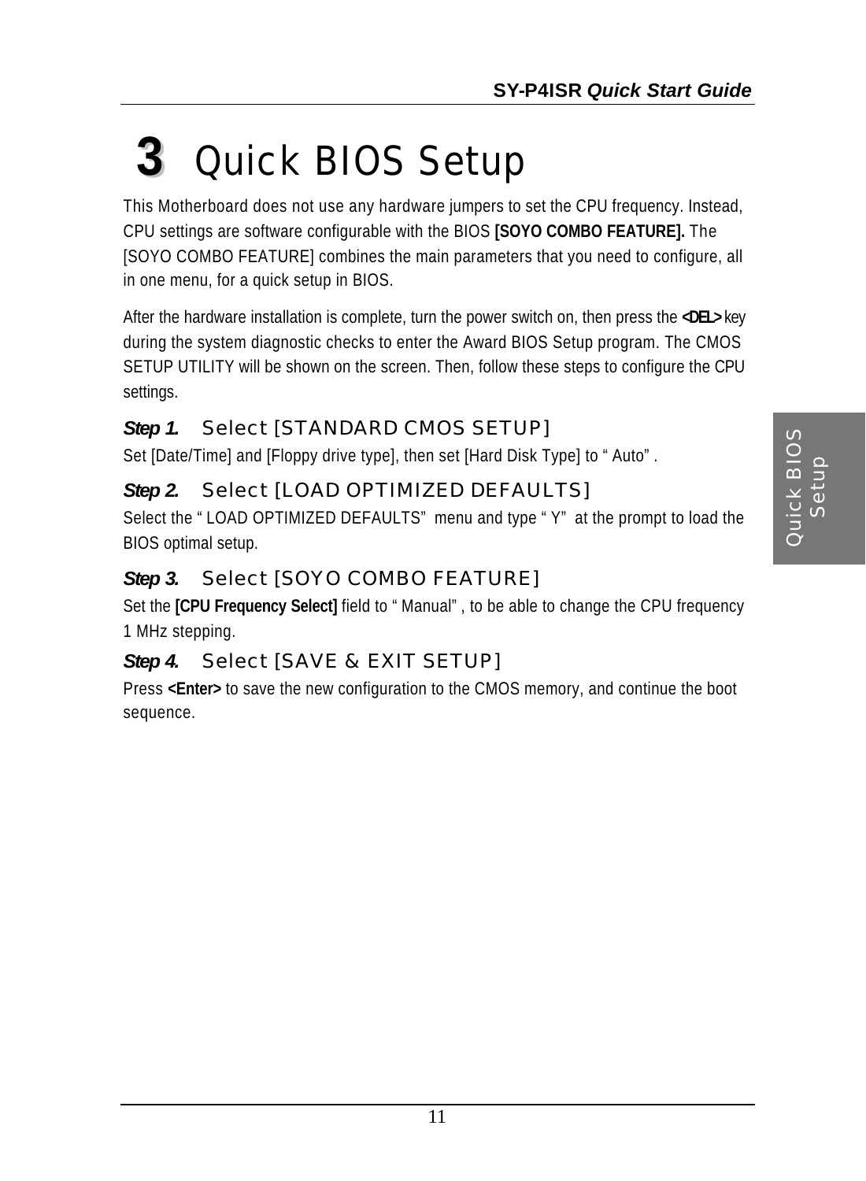# 3 Quick BIOS Setup

This Motherboard does not use any hardware jumpers to set the CPU frequency. Instead, CPU settings are software configurable with the BIOS **[SOYO COMBO FEATURE].** The [SOYO COMBO FEATURE] combines the main parameters that you need to configure, all in one menu, for a quick setup in BIOS.

After the hardware installation is complete, turn the power switch on, then press the **<DEL>** key during the system diagnostic checks to enter the Award BIOS Setup program. The CMOS SETUP UTILITY will be shown on the screen. Then, follow these steps to configure the CPU settings.

### *Step 1.* Select [STANDARD CMOS SETUP]

Set [Date/Time] and [Floppy drive type], then set [Hard Disk Type] to "Auto".

### *Step 2.* Select [LOAD OPTIMIZED DEFAULTS]

Select the "LOAD OPTIMIZED DEFAULTS" menu and type "Y" at the prompt to load the BIOS optimal setup.

### *Step 3.* Select [SOYO COMBO FEATURE]

Set the **[CPU Frequency Select]** field to "Manual", to be able to change the CPU frequency 1 MHz stepping.

### *Step 4.* Select [SAVE & EXIT SETUP]

Press **<Enter>** to save the new configuration to the CMOS memory, and continue the boot sequence.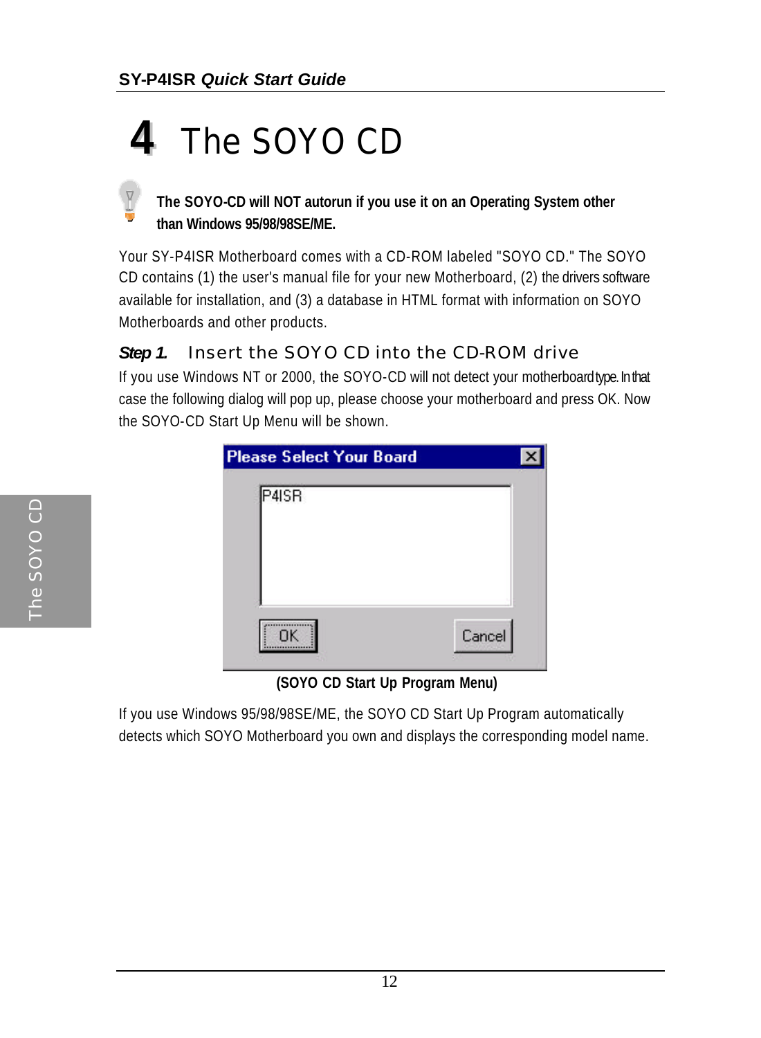# 4 The SOYO CD

**The SOYO-CD will NOT autorun if you use it on an Operating System other than Windows 95/98/98SE/ME.**

Your SY-P4ISR Motherboard comes with a CD-ROM labeled "SOYO CD." The SOYO CD contains (1) the user's manual file for your new Motherboard, (2) the drivers software available for installation, and (3) a database in HTML format with information on SOYO Motherboards and other products.

### *Step 1.* Insert the SOYO CD into the CD-ROM drive

If you use Windows NT or 2000, the SOYO-CD will not detect your motherboard type. In that case the following dialog will pop up, please choose your motherboard and press OK. Now the SOYO-CD Start Up Menu will be shown.

**(SOYO CD Start Up Program Menu)**

If you use Windows 95/98/98SE/ME, the SOYO CD Start Up Program automatically detects which SOYO Motherboard you own and displays the corresponding model name.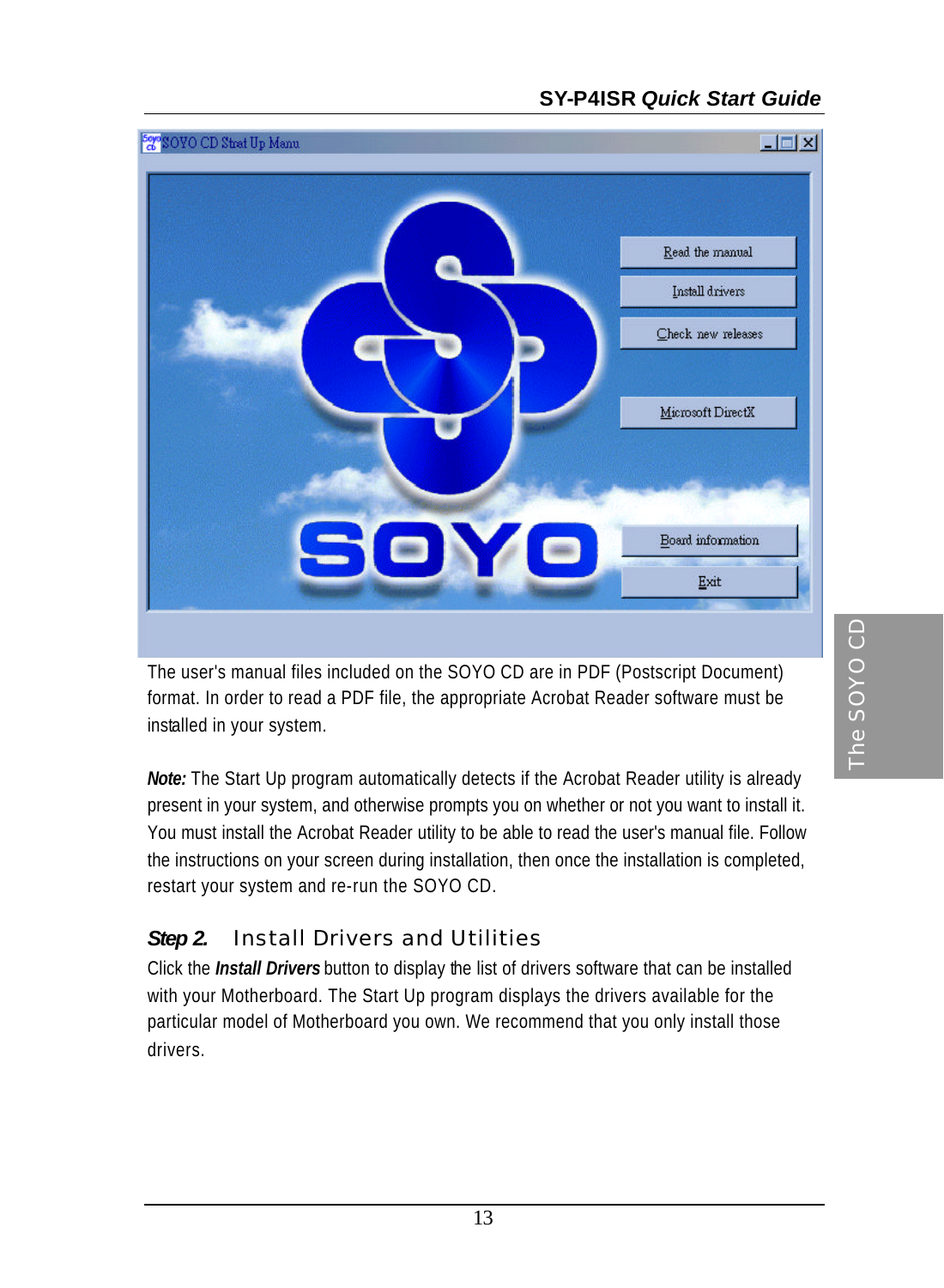The user's manual files included on the SOYO CD are in PDF (Postscript Document) format. In order to read a PDF file, the appropriate Acrobat Reader software must be installed in your system.

***Note:*** The Start Up program automatically detects if the Acrobat Reader utility is already present in your system, and otherwise prompts you on whether or not you want to install it. You must install the Acrobat Reader utility to be able to read the user's manual file. Follow the instructions on your screen during installation, then once the installation is completed, restart your system and re-run the SOYO CD.

### *Step 2.* Install Drivers and Utilities

Click the ***Install Drivers*** button to display the list of drivers software that can be installed with your Motherboard. The Start Up program displays the drivers available for the particular model of Motherboard you own. We recommend that you only install those drivers.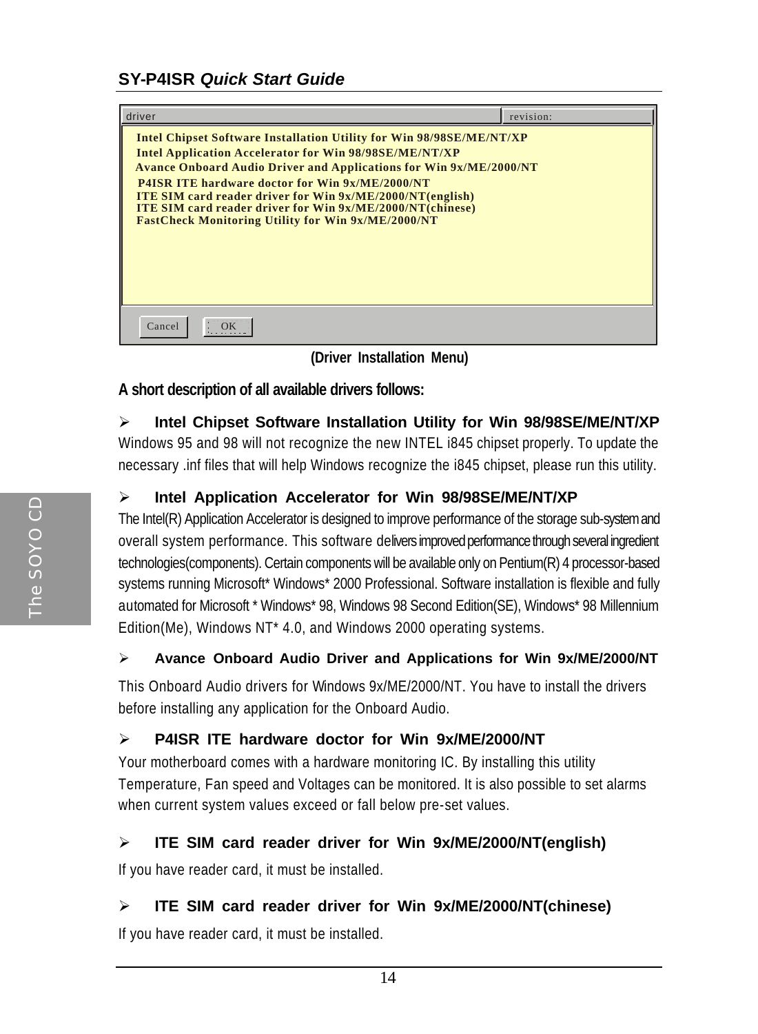| driver | revision: |
| --- | --- |
| Intel Chipset Software Installation Utility for Win 98/98SE/ME/NT/XP | |
| Intel Application Accelerator for Win 98/98SE/ME/NT/XP | |
| Avance Onboard Audio Driver and Applications for Win 9x/ME/2000/NT | |
| P4ISR ITE hardware doctor for Win 9x/ME/2000/NT | |
| ITE SIM card reader driver for Win 9x/ME/2000/NT(english) | |
| ITE SIM card reader driver for Win 9x/ME/2000/NT(chinese) | |
| FastCheck Monitoring Utility for Win 9x/ME/2000/NT | |

Cancel | OK

**(Driver Installation Menu)**

**A short description of all available drivers follows:**

- **Intel Chipset Software Installation Utility for Win 98/98SE/ME/NT/XP**

Windows 95 and 98 will not recognize the new INTEL i845 chipset properly. To update the necessary .inf files that will help Windows recognize the i845 chipset, please run this utility.

- **Intel Application Accelerator for Win 98/98SE/ME/NT/XP**

The Intel(R) Application Accelerator is designed to improve performance of the storage sub-system and overall system performance. This software delivers improved performance through several ingredient technologies(components). Certain components will be available only on Pentium(R) 4 processor-based systems running Microsoft* Windows* 2000 Professional. Software installation is flexible and fully automated for Microsoft * Windows* 98, Windows 98 Second Edition(SE), Windows* 98 Millennium Edition(Me), Windows NT* 4.0, and Windows 2000 operating systems.

- **Avance Onboard Audio Driver and Applications for Win 9x/ME/2000/NT**

This Onboard Audio drivers for Windows 9x/ME/2000/NT. You have to install the drivers before installing any application for the Onboard Audio.

- **P4ISR ITE hardware doctor for Win 9x/ME/2000/NT**

Your motherboard comes with a hardware monitoring IC. By installing this utility Temperature, Fan speed and Voltages can be monitored. It is also possible to set alarms when current system values exceed or fall below pre-set values.

- **ITE SIM card reader driver for Win 9x/ME/2000/NT(english)**

If you have reader card, it must be installed.

- **ITE SIM card reader driver for Win 9x/ME/2000/NT(chinese)**

If you have reader card, it must be installed.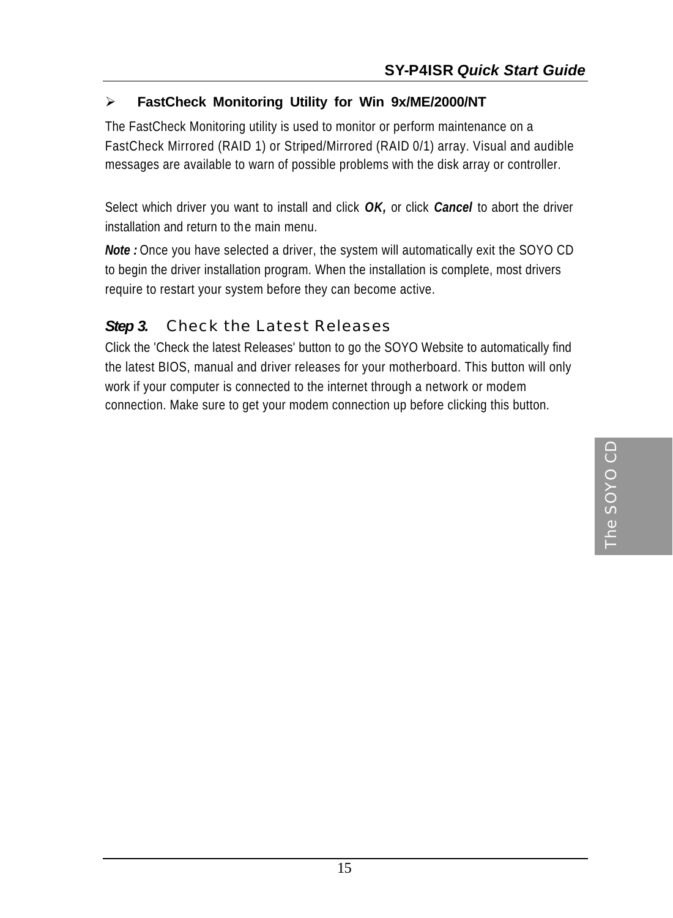- **FastCheck Monitoring Utility for Win 9x/ME/2000/NT**

The FastCheck Monitoring utility is used to monitor or perform maintenance on a FastCheck Mirrored (RAID 1) or Striped/Mirrored (RAID 0/1) array. Visual and audible messages are available to warn of possible problems with the disk array or controller.

Select which driver you want to install and click ***OK,*** or click ***Cancel*** to abort the driver installation and return to the main menu.

***Note :*** Once you have selected a driver, the system will automatically exit the SOYO CD to begin the driver installation program. When the installation is complete, most drivers require to restart your system before they can become active.

### *Step 3.* Check the Latest Releases

Click the 'Check the latest Releases' button to go the SOYO Website to automatically find the latest BIOS, manual and driver releases for your motherboard. This button will only work if your computer is connected to the internet through a network or modem connection. Make sure to get your modem connection up before clicking this button.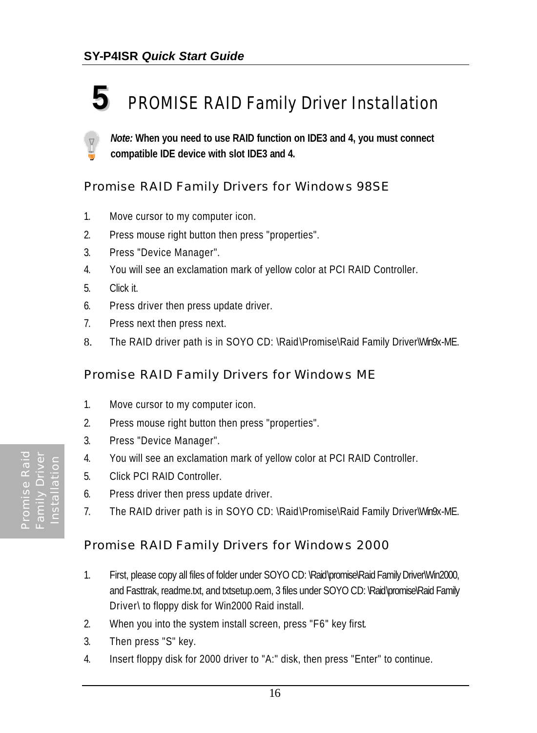# 5 PROMISE RAID Family Driver Installation

***Note:*** **When you need to use RAID function on IDE3 and 4, you must connect compatible IDE device with slot IDE3 and 4.**

## Promise RAID Family Drivers for Windows 98SE

1. Move cursor to my computer icon.
2. Press mouse right button then press "properties".
3. Press "Device Manager".
4. You will see an exclamation mark of yellow color at PCI RAID Controller.
5. Click it.
6. Press driver then press update driver.
7. Press next then press next.
8. The RAID driver path is in SOYO CD: \Raid\Promise\Raid Family Driver\Win9x-ME.

## Promise RAID Family Drivers for Windows ME

1. Move cursor to my computer icon.
2. Press mouse right button then press "properties".
3. Press "Device Manager".
4. You will see an exclamation mark of yellow color at PCI RAID Controller.
5. Click PCI RAID Controller.
6. Press driver then press update driver.
7. The RAID driver path is in SOYO CD: \Raid\Promise\Raid Family Driver\Win9x-ME.

## Promise RAID Family Drivers for Windows 2000

1. First, please copy all files of folder under SOYO CD: \Raid\promise\Raid Family Driver\Win2000, and Fasttrak, readme.txt, and txtsetup.oem, 3 files under SOYO CD: \Raid\promise\Raid Family Driver\ to floppy disk for Win2000 Raid install.
2. When you into the system install screen, press "F6" key first.
3. Then press "S" key.
4. Insert floppy disk for 2000 driver to "A:" disk, then press "Enter" to continue.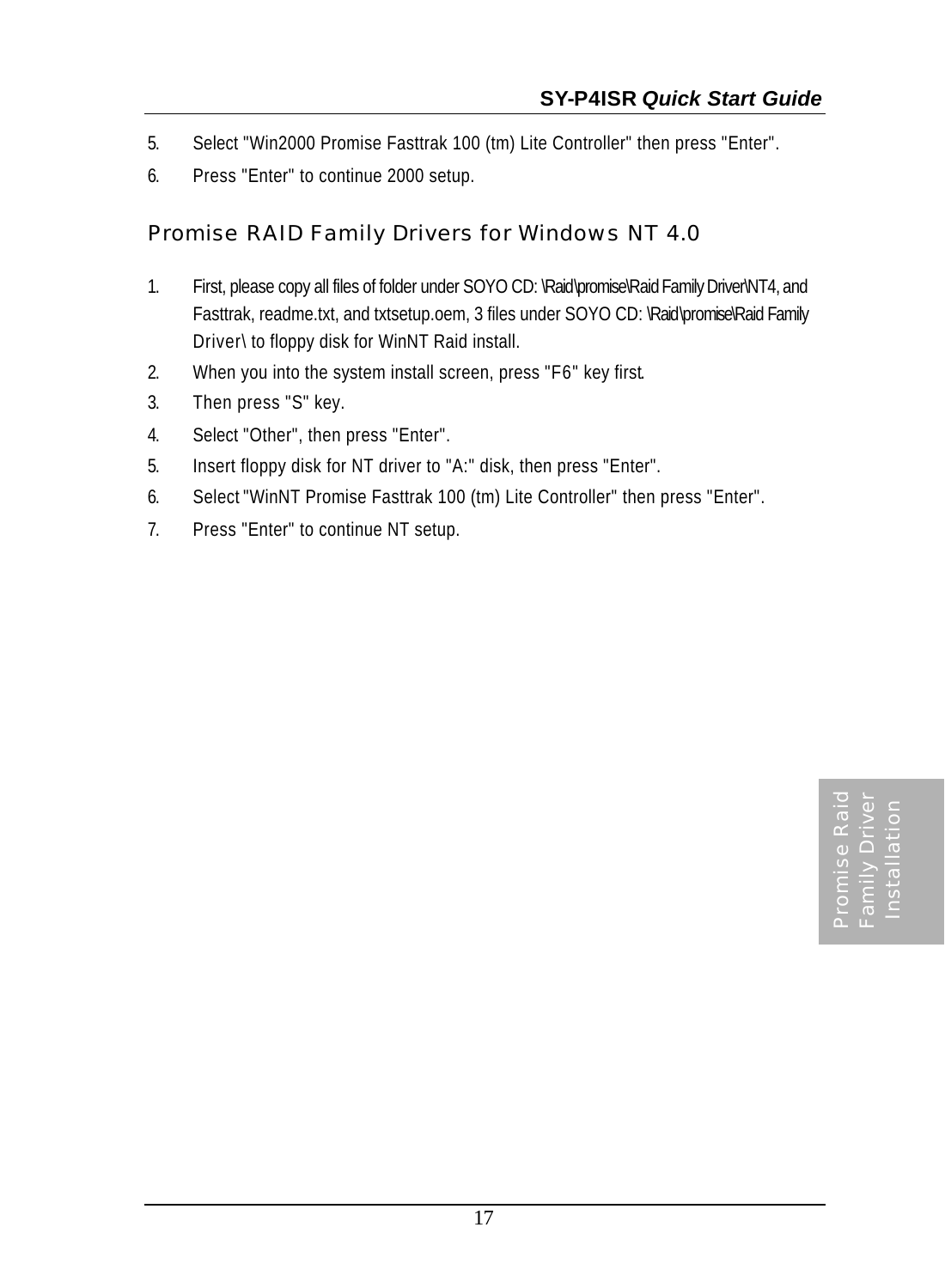5. Select "Win2000 Promise Fasttrak 100 (tm) Lite Controller" then press "Enter".
6. Press "Enter" to continue 2000 setup.

## Promise RAID Family Drivers for Windows NT 4.0

1. First, please copy all files of folder under SOYO CD: \Raid\promise\Raid Family Driver\NT4, and Fasttrak, readme.txt, and txtsetup.oem, 3 files under SOYO CD: \Raid\promise\Raid Family Driver\ to floppy disk for WinNT Raid install.
2. When you into the system install screen, press "F6" key first.
3. Then press "S" key.
4. Select "Other", then press "Enter".
5. Insert floppy disk for NT driver to "A:" disk, then press "Enter".
6. Select "WinNT Promise Fasttrak 100 (tm) Lite Controller" then press "Enter".
7. Press "Enter" to continue NT setup.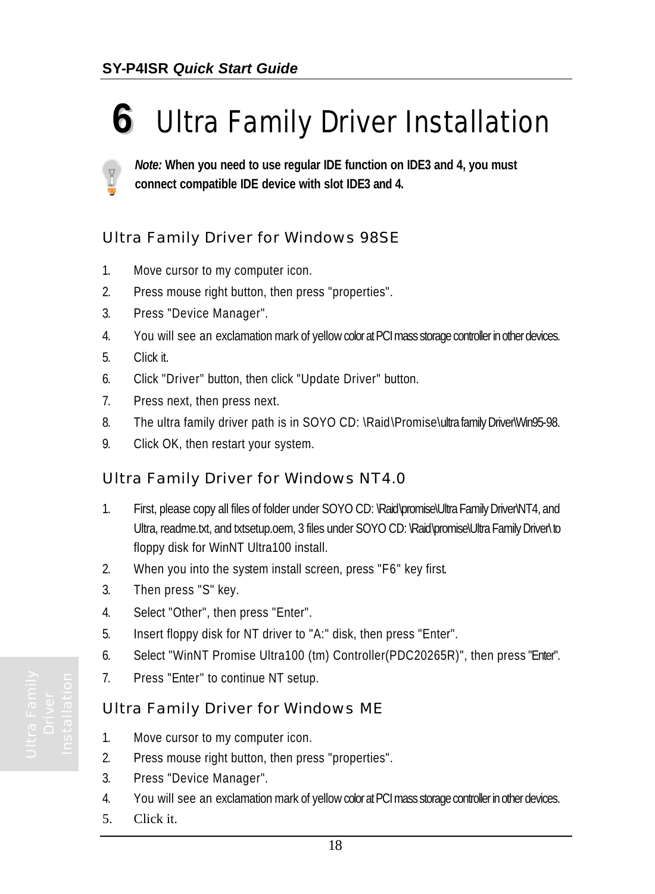# 6 Ultra Family Driver Installation

***Note:*** **When you need to use regular IDE function on IDE3 and 4, you must connect compatible IDE device with slot IDE3 and 4.**

## Ultra Family Driver for Windows 98SE

1. Move cursor to my computer icon.
2. Press mouse right button, then press "properties".
3. Press "Device Manager".
4. You will see an exclamation mark of yellow color at PCI mass storage controller in other devices.
5. Click it.
6. Click "Driver" button, then click "Update Driver" button.
7. Press next, then press next.
8. The ultra family driver path is in SOYO CD: \Raid\Promise\ultra family Driver\Win95-98.
9. Click OK, then restart your system.

## Ultra Family Driver for Windows NT4.0

1. First, please copy all files of folder under SOYO CD: \Raid\promise\Ultra Family Driver\NT4, and Ultra, readme.txt, and txtsetup.oem, 3 files under SOYO CD: \Raid\promise\Ultra Family Driver\ to floppy disk for WinNT Ultra100 install.
2. When you into the system install screen, press "F6" key first.
3. Then press "S" key.
4. Select "Other", then press "Enter".
5. Insert floppy disk for NT driver to "A:" disk, then press "Enter".
6. Select "WinNT Promise Ultra100 (tm) Controller(PDC20265R)", then press "Enter".
7. Press "Enter" to continue NT setup.

## Ultra Family Driver for Windows ME

1. Move cursor to my computer icon.
2. Press mouse right button, then press "properties".
3. Press "Device Manager".
4. You will see an exclamation mark of yellow color at PCI mass storage controller in other devices.
5. Click it.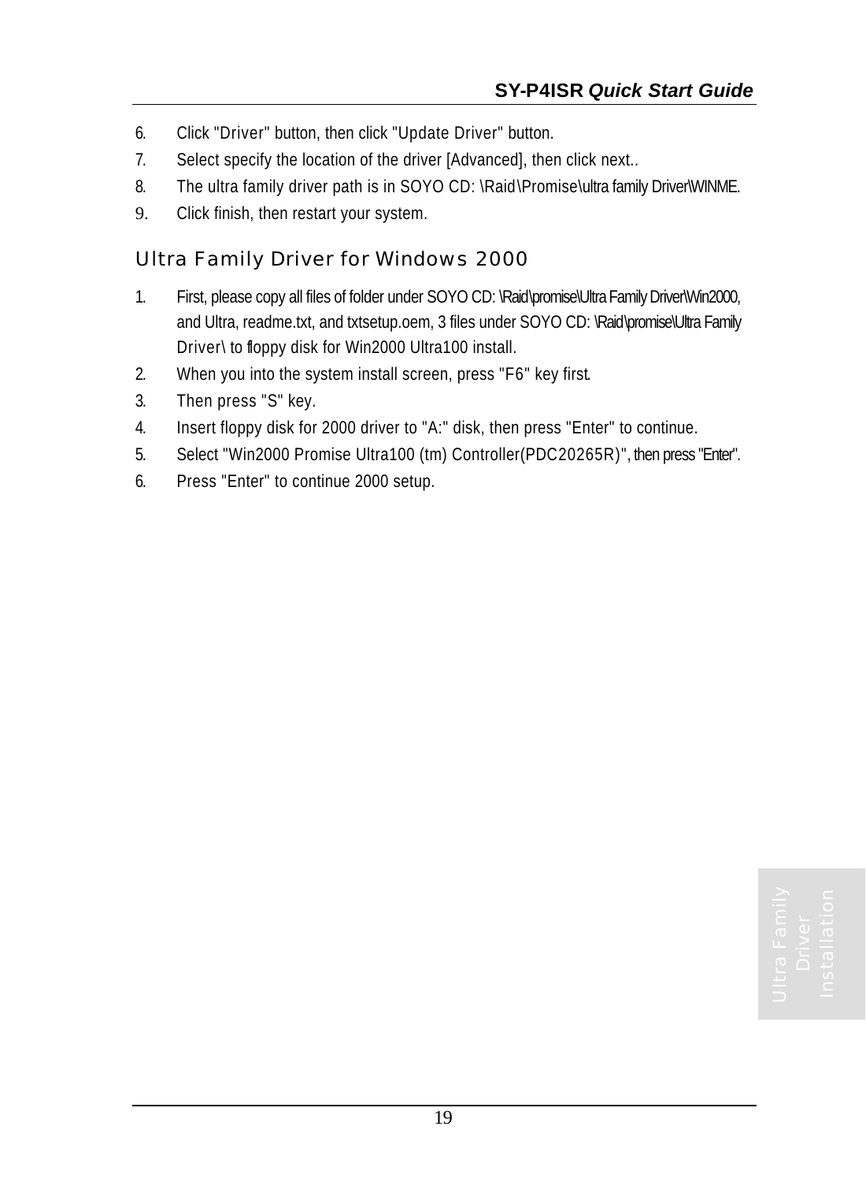6. Click "Driver" button, then click "Update Driver" button.
7. Select specify the location of the driver [Advanced], then click next..
8. The ultra family driver path is in SOYO CD: \Raid\Promise\ultra family Driver\WINME.
9. Click finish, then restart your system.

## Ultra Family Driver for Windows 2000

1. First, please copy all files of folder under SOYO CD: \Raid\promise\Ultra Family Driver\Win2000, and Ultra, readme.txt, and txtsetup.oem, 3 files under SOYO CD: \Raid\promise\Ultra Family Driver\ to floppy disk for Win2000 Ultra100 install.
2. When you into the system install screen, press "F6" key first.
3. Then press "S" key.
4. Insert floppy disk for 2000 driver to "A:" disk, then press "Enter" to continue.
5. Select "Win2000 Promise Ultra100 (tm) Controller(PDC20265R)", then press "Enter".
6. Press "Enter" to continue 2000 setup.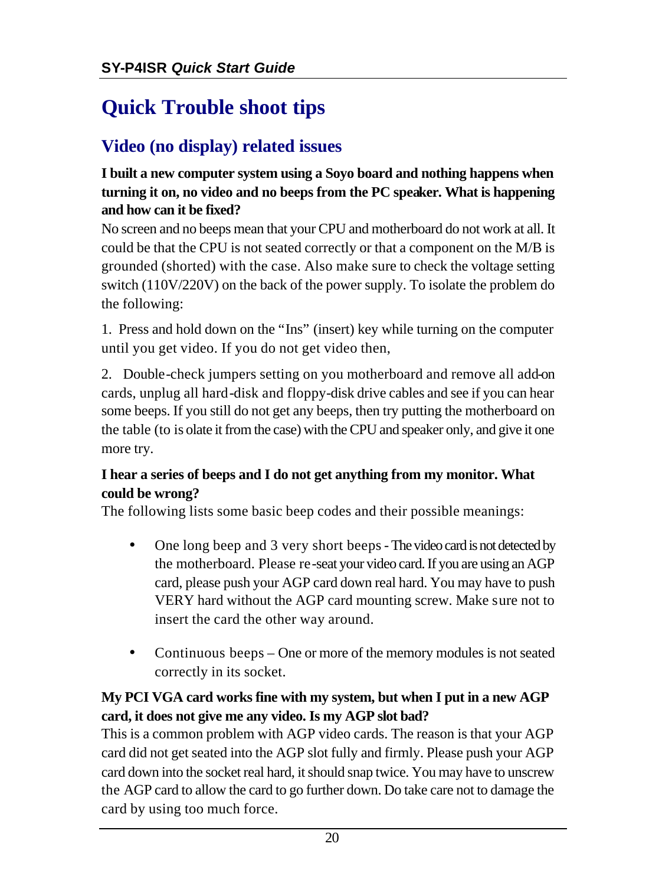# Quick Trouble shoot tips

## Video (no display) related issues

**I built a new computer system using a Soyo board and nothing happens when turning it on, no video and no beeps from the PC speaker. What is happening and how can it be fixed?**

No screen and no beeps mean that your CPU and motherboard do not work at all. It could be that the CPU is not seated correctly or that a component on the M/B is grounded (shorted) with the case. Also make sure to check the voltage setting switch (110V/220V) on the back of the power supply. To isolate the problem do the following:

1. Press and hold down on the "Ins" (insert) key while turning on the computer until you get video. If you do not get video then,

2. Double-check jumpers setting on you motherboard and remove all add-on cards, unplug all hard-disk and floppy-disk drive cables and see if you can hear some beeps. If you still do not get any beeps, then try putting the motherboard on the table (to isolate it from the case) with the CPU and speaker only, and give it one more try.

**I hear a series of beeps and I do not get anything from my monitor. What could be wrong?**

The following lists some basic beep codes and their possible meanings:

- One long beep and 3 very short beeps - The video card is not detected by the motherboard. Please re-seat your video card. If you are using an AGP card, please push your AGP card down real hard. You may have to push VERY hard without the AGP card mounting screw. Make sure not to insert the card the other way around.

- Continuous beeps – One or more of the memory modules is not seated correctly in its socket.

**My PCI VGA card works fine with my system, but when I put in a new AGP card, it does not give me any video. Is my AGP slot bad?**

This is a common problem with AGP video cards. The reason is that your AGP card did not get seated into the AGP slot fully and firmly. Please push your AGP card down into the socket real hard, it should snap twice. You may have to unscrew the AGP card to allow the card to go further down. Do take care not to damage the card by using too much force.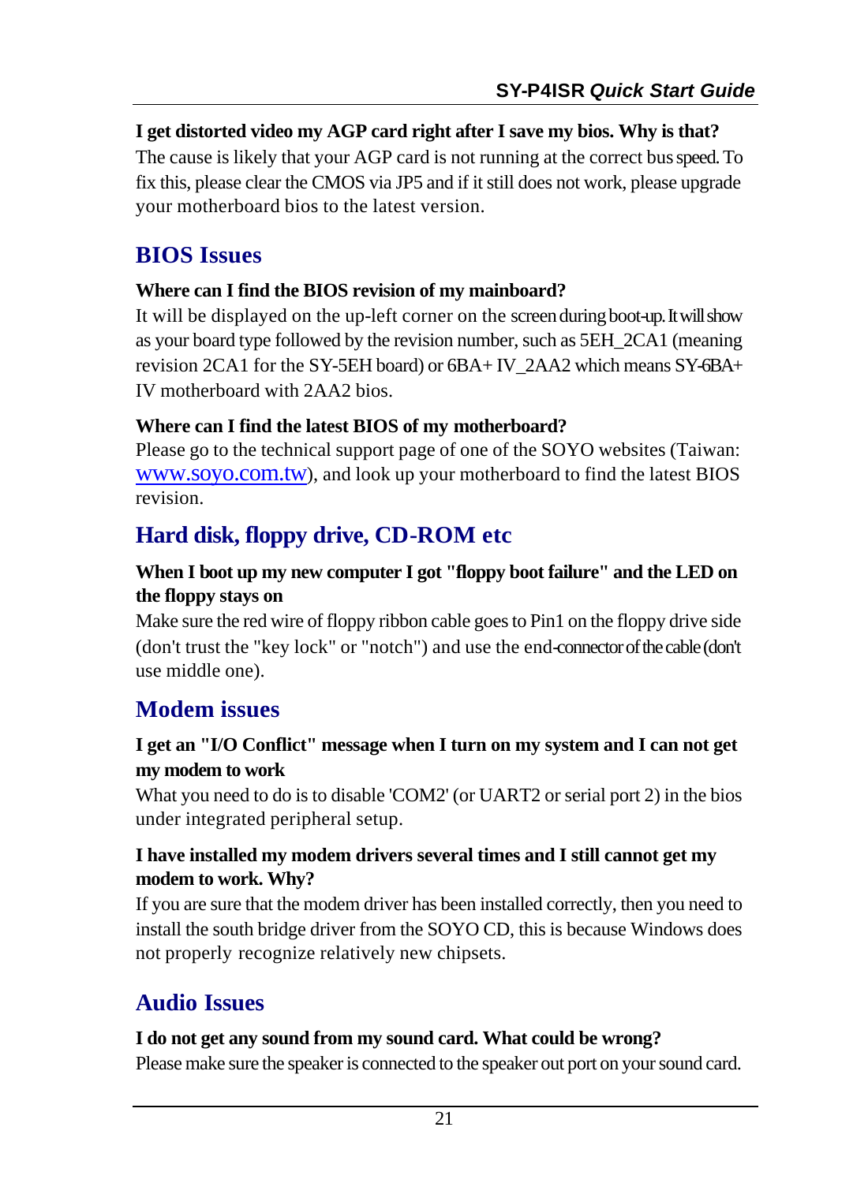**I get distorted video my AGP card right after I save my bios. Why is that?**

The cause is likely that your AGP card is not running at the correct bus speed. To fix this, please clear the CMOS via JP5 and if it still does not work, please upgrade your motherboard bios to the latest version.

## BIOS Issues

**Where can I find the BIOS revision of my mainboard?**

It will be displayed on the up-left corner on the screen during boot-up. It will show as your board type followed by the revision number, such as 5EH_2CA1 (meaning revision 2CA1 for the SY-5EH board) or 6BA+ IV_2AA2 which means SY-6BA+ IV motherboard with 2AA2 bios.

**Where can I find the latest BIOS of my motherboard?**

Please go to the technical support page of one of the SOYO websites (Taiwan: www.soyo.com.tw), and look up your motherboard to find the latest BIOS revision.

## Hard disk, floppy drive, CD-ROM etc

**When I boot up my new computer I got "floppy boot failure" and the LED on the floppy stays on**

Make sure the red wire of floppy ribbon cable goes to Pin1 on the floppy drive side (don't trust the "key lock" or "notch") and use the end-connector of the cable (don't use middle one).

## Modem issues

**I get an "I/O Conflict" message when I turn on my system and I can not get my modem to work**

What you need to do is to disable 'COM2' (or UART2 or serial port 2) in the bios under integrated peripheral setup.

**I have installed my modem drivers several times and I still cannot get my modem to work. Why?**

If you are sure that the modem driver has been installed correctly, then you need to install the south bridge driver from the SOYO CD, this is because Windows does not properly recognize relatively new chipsets.

## Audio Issues

**I do not get any sound from my sound card. What could be wrong?**

Please make sure the speaker is connected to the speaker out port on your sound card.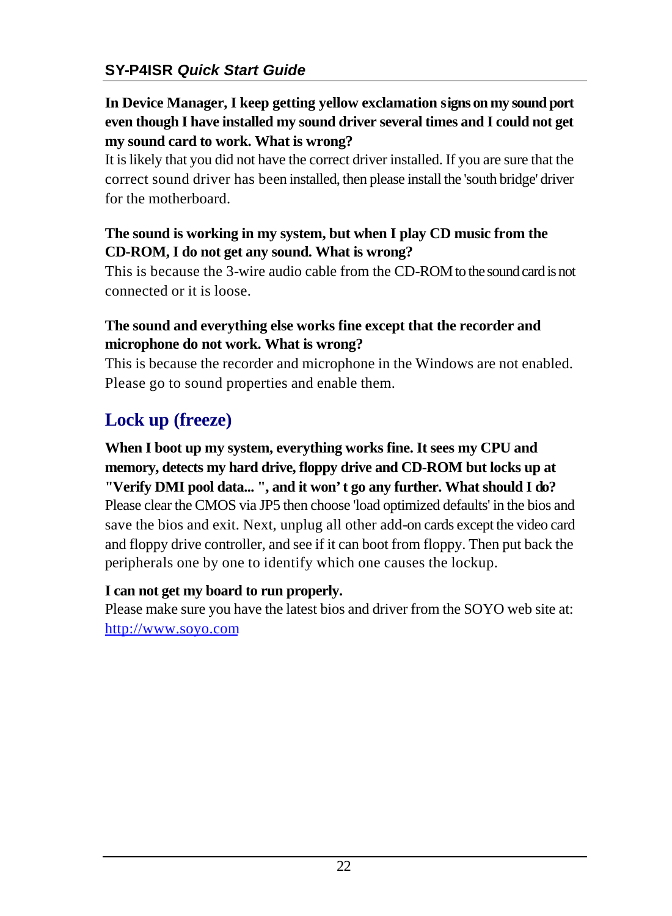**In Device Manager, I keep getting yellow exclamation signs on my sound port even though I have installed my sound driver several times and I could not get my sound card to work. What is wrong?**

It is likely that you did not have the correct driver installed. If you are sure that the correct sound driver has been installed, then please install the 'south bridge' driver for the motherboard.

**The sound is working in my system, but when I play CD music from the CD-ROM, I do not get any sound. What is wrong?**

This is because the 3-wire audio cable from the CD-ROM to the sound card is not connected or it is loose.

**The sound and everything else works fine except that the recorder and microphone do not work. What is wrong?**

This is because the recorder and microphone in the Windows are not enabled. Please go to sound properties and enable them.

## Lock up (freeze)

**When I boot up my system, everything works fine. It sees my CPU and memory, detects my hard drive, floppy drive and CD-ROM but locks up at "Verify DMI pool data... ", and it won't go any further. What should I do?**

Please clear the CMOS via JP5 then choose 'load optimized defaults' in the bios and save the bios and exit. Next, unplug all other add-on cards except the video card and floppy drive controller, and see if it can boot from floppy. Then put back the peripherals one by one to identify which one causes the lockup.

**I can not get my board to run properly.**

Please make sure you have the latest bios and driver from the SOYO web site at: [http://www.soyo.com](http://www.soyo.com)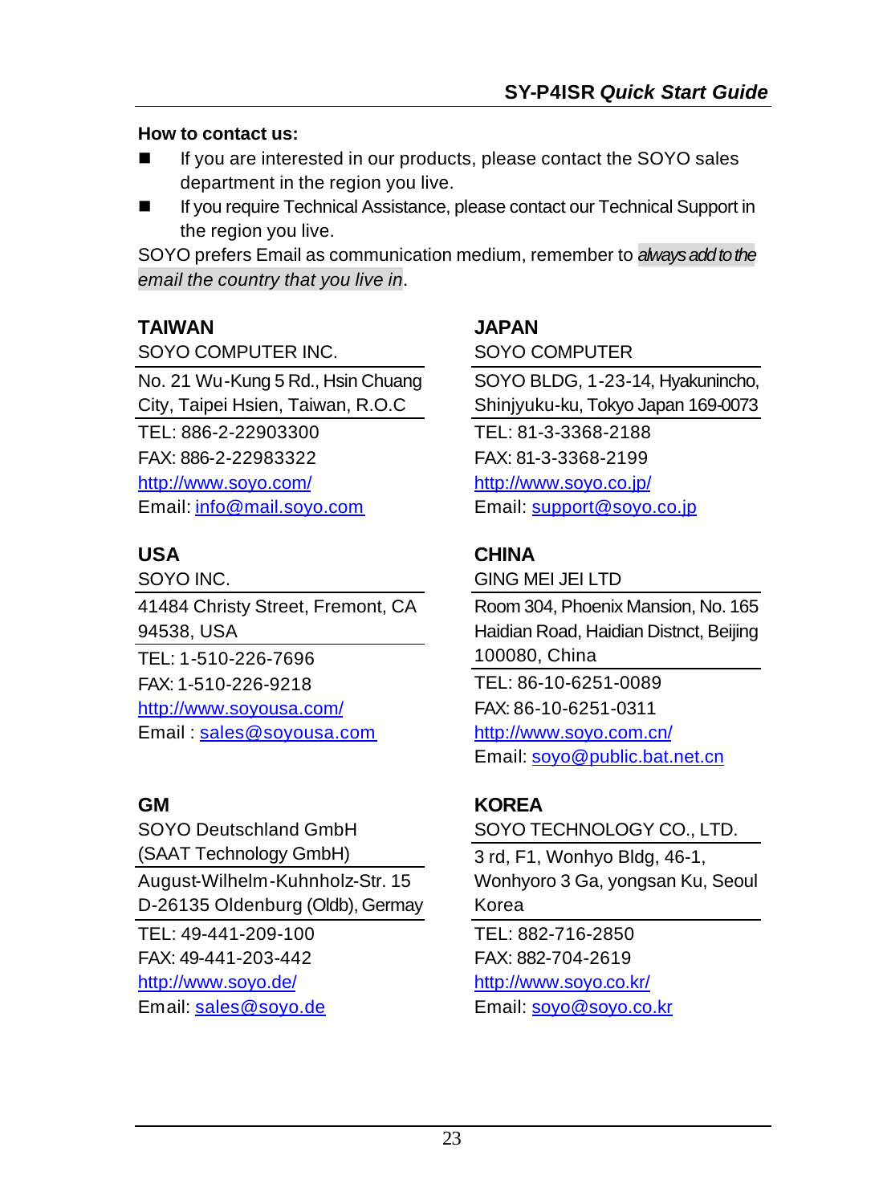**How to contact us:**

- If you are interested in our products, please contact the SOYO sales department in the region you live.
- If you require Technical Assistance, please contact our Technical Support in the region you live.

SOYO prefers Email as communication medium, remember to *always add to the email the country that you live in*.

**TAIWAN**

SOYO COMPUTER INC.

No. 21 Wu-Kung 5 Rd., Hsin Chuang City, Taipei Hsien, Taiwan, R.O.C

TEL: 886-2-22903300
FAX: 886-2-22983322
http://www.soyo.com/
Email: info@mail.soyo.com

**JAPAN**

SOYO COMPUTER

SOYO BLDG, 1-23-14, Hyakunincho, Shinjyuku-ku, Tokyo Japan 169-0073

TEL: 81-3-3368-2188
FAX: 81-3-3368-2199
http://www.soyo.co.jp/
Email: support@soyo.co.jp

**USA**

SOYO INC.

41484 Christy Street, Fremont, CA 94538, USA

TEL: 1-510-226-7696
FAX: 1-510-226-9218
http://www.soyousa.com/
Email : sales@soyousa.com

**CHINA**

GING MEI JEI LTD

Room 304, Phoenix Mansion, No. 165 Haidian Road, Haidian Distnct, Beijing 100080, China

TEL: 86-10-6251-0089
FAX: 86-10-6251-0311
http://www.soyo.com.cn/
Email: soyo@public.bat.net.cn

**GM**

SOYO Deutschland GmbH
(SAAT Technology GmbH)

August-Wilhelm-Kuhnholz-Str. 15
D-26135 Oldenburg (Oldb), Germay

TEL: 49-441-209-100
FAX: 49-441-203-442
http://www.soyo.de/
Email: sales@soyo.de

**KOREA**

SOYO TECHNOLOGY CO., LTD.

3 rd, F1, Wonhyo Bldg, 46-1, Wonhyoro 3 Ga, yongsan Ku, Seoul Korea

TEL: 882-716-2850
FAX: 882-704-2619
http://www.soyo.co.kr/
Email: soyo@soyo.co.kr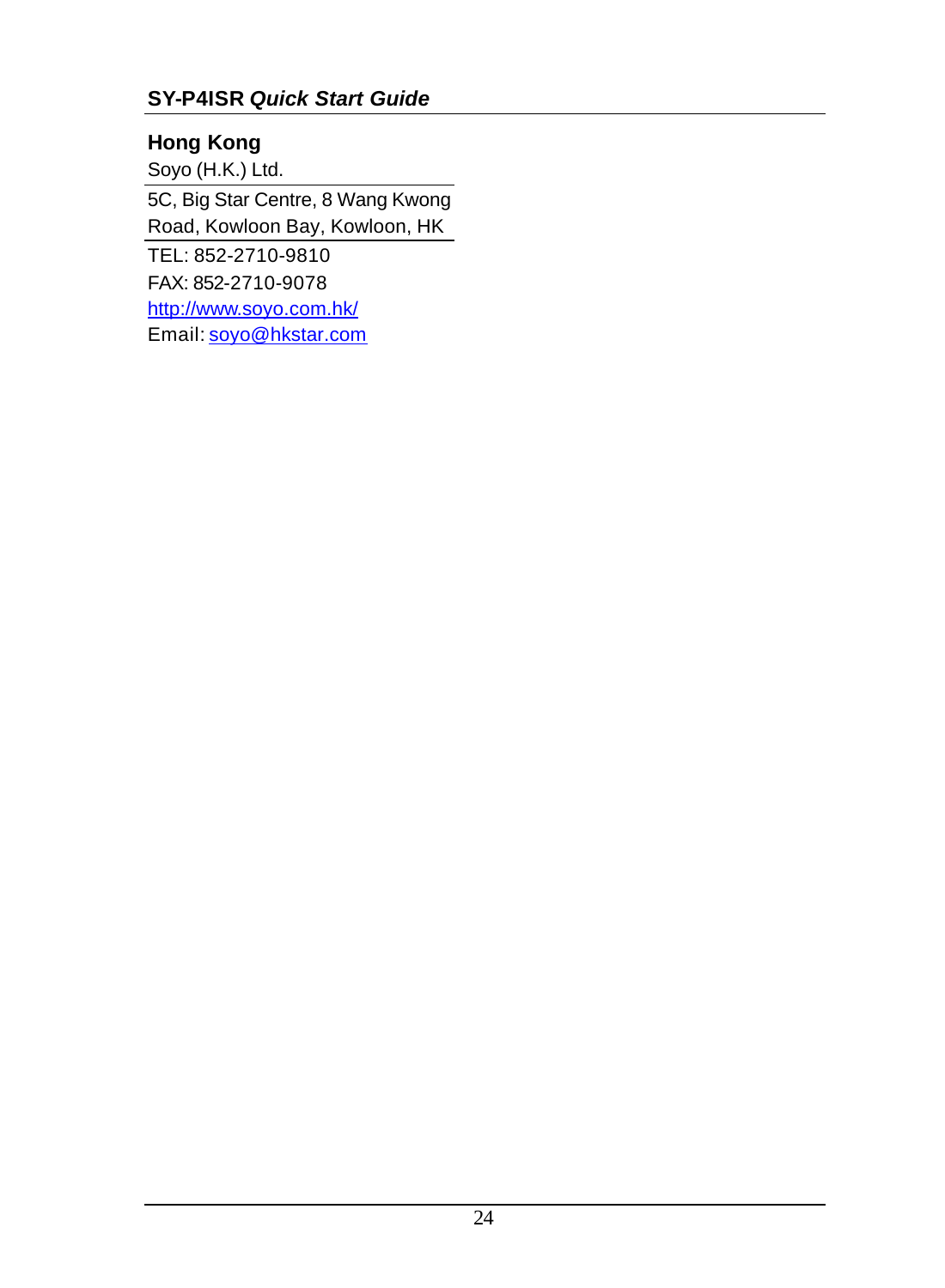## Hong Kong

Soyo (H.K.) Ltd.

5C, Big Star Centre, 8 Wang Kwong Road, Kowloon Bay, Kowloon, HK

TEL: 852-2710-9810

FAX: 852-2710-9078

http://www.soyo.com.hk/

Email: soyo@hkstar.com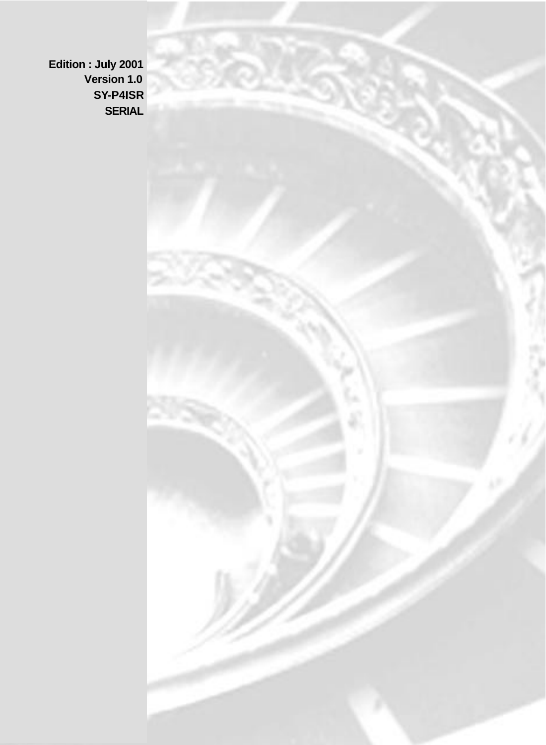Edition : July 2001
Version 1.0
SY-P4ISR
SERIAL